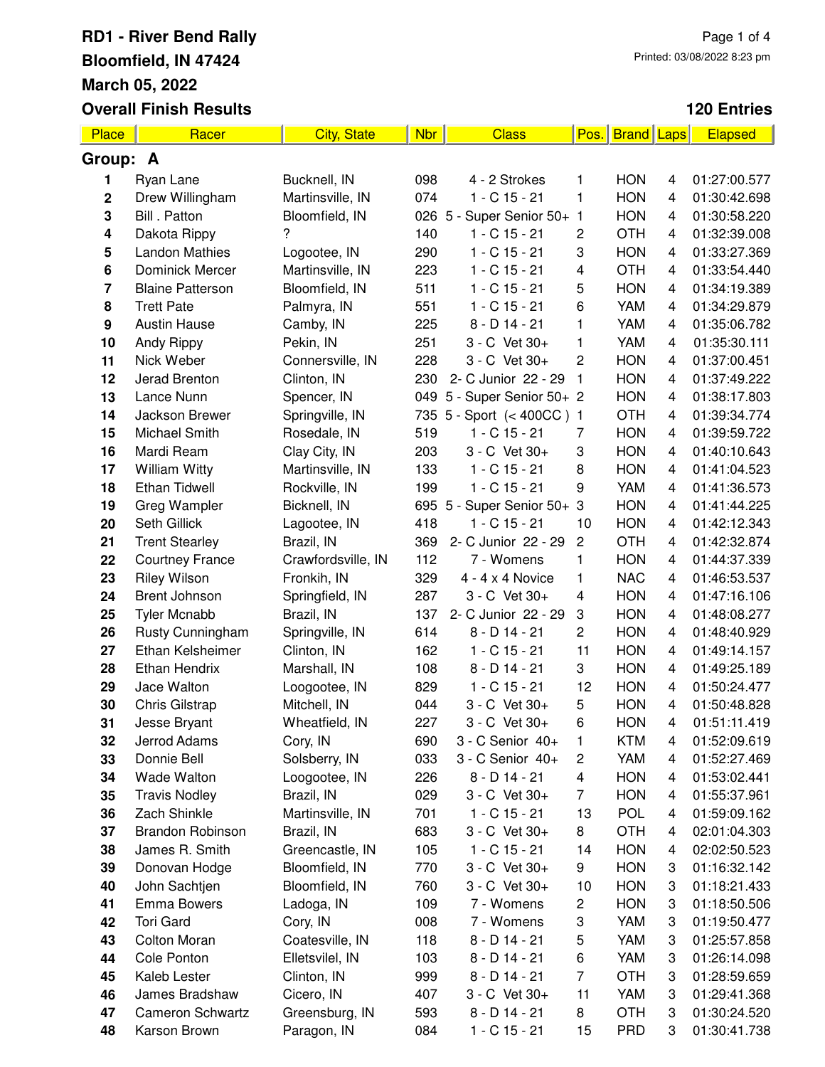# RD1 - River Bend Rally

**Bloomfield, IN 47424**

**March 05, 2022**

**Overall Finish Results**

Printed: 03/08/2022 8:23 pm

**120 Entries**

| Place | Racer | City, State | Nbr | Class | Pos. | Brand | Laps | Elapsed |
|---|---|---|---|---|---|---|---|---|
| **Group: A** | | | | | | | | |
| 1 | Ryan Lane | Bucknell, IN | 098 | 4 - 2 Strokes | 1 | HON | 4 | 01:27:00.577 |
| 2 | Drew Willingham | Martinsville, IN | 074 | 1 - C 15 - 21 | 1 | HON | 4 | 01:30:42.698 |
| 3 | Bill . Patton | Bloomfield, IN | 026 | 5 - Super Senior 50+ | 1 | HON | 4 | 01:30:58.220 |
| 4 | Dakota Rippy | ? | 140 | 1 - C 15 - 21 | 2 | OTH | 4 | 01:32:39.008 |
| 5 | Landon Mathies | Logootee, IN | 290 | 1 - C 15 - 21 | 3 | HON | 4 | 01:33:27.369 |
| 6 | Dominick Mercer | Martinsville, IN | 223 | 1 - C 15 - 21 | 4 | OTH | 4 | 01:33:54.440 |
| 7 | Blaine Patterson | Bloomfield, IN | 511 | 1 - C 15 - 21 | 5 | HON | 4 | 01:34:19.389 |
| 8 | Trett Pate | Palmyra, IN | 551 | 1 - C 15 - 21 | 6 | YAM | 4 | 01:34:29.879 |
| 9 | Austin Hause | Camby, IN | 225 | 8 - D 14 - 21 | 1 | YAM | 4 | 01:35:06.782 |
| 10 | Andy Rippy | Pekin, IN | 251 | 3 - C Vet 30+ | 1 | YAM | 4 | 01:35:30.111 |
| 11 | Nick Weber | Connersville, IN | 228 | 3 - C Vet 30+ | 2 | HON | 4 | 01:37:00.451 |
| 12 | Jerad Brenton | Clinton, IN | 230 | 2- C Junior 22 - 29 | 1 | HON | 4 | 01:37:49.222 |
| 13 | Lance Nunn | Spencer, IN | 049 | 5 - Super Senior 50+ | 2 | HON | 4 | 01:38:17.803 |
| 14 | Jackson Brewer | Springville, IN | 735 | 5 - Sport (< 400CC ) | 1 | OTH | 4 | 01:39:34.774 |
| 15 | Michael Smith | Rosedale, IN | 519 | 1 - C 15 - 21 | 7 | HON | 4 | 01:39:59.722 |
| 16 | Mardi Ream | Clay City, IN | 203 | 3 - C Vet 30+ | 3 | HON | 4 | 01:40:10.643 |
| 17 | William Witty | Martinsville, IN | 133 | 1 - C 15 - 21 | 8 | HON | 4 | 01:41:04.523 |
| 18 | Ethan Tidwell | Rockville, IN | 199 | 1 - C 15 - 21 | 9 | YAM | 4 | 01:41:36.573 |
| 19 | Greg Wampler | Bicknell, IN | 695 | 5 - Super Senior 50+ | 3 | HON | 4 | 01:41:44.225 |
| 20 | Seth Gillick | Lagootee, IN | 418 | 1 - C 15 - 21 | 10 | HON | 4 | 01:42:12.343 |
| 21 | Trent Stearley | Brazil, IN | 369 | 2- C Junior 22 - 29 | 2 | OTH | 4 | 01:42:32.874 |
| 22 | Courtney France | Crawfordsville, IN | 112 | 7 - Womens | 1 | HON | 4 | 01:44:37.339 |
| 23 | Riley Wilson | Fronkih, IN | 329 | 4 - 4 x 4 Novice | 1 | NAC | 4 | 01:46:53.537 |
| 24 | Brent Johnson | Springfield, IN | 287 | 3 - C Vet 30+ | 4 | HON | 4 | 01:47:16.106 |
| 25 | Tyler Mcnabb | Brazil, IN | 137 | 2- C Junior 22 - 29 | 3 | HON | 4 | 01:48:08.277 |
| 26 | Rusty Cunningham | Springville, IN | 614 | 8 - D 14 - 21 | 2 | HON | 4 | 01:48:40.929 |
| 27 | Ethan Kelsheimer | Clinton, IN | 162 | 1 - C 15 - 21 | 11 | HON | 4 | 01:49:14.157 |
| 28 | Ethan Hendrix | Marshall, IN | 108 | 8 - D 14 - 21 | 3 | HON | 4 | 01:49:25.189 |
| 29 | Jace Walton | Loogootee, IN | 829 | 1 - C 15 - 21 | 12 | HON | 4 | 01:50:24.477 |
| 30 | Chris Gilstrap | Mitchell, IN | 044 | 3 - C Vet 30+ | 5 | HON | 4 | 01:50:48.828 |
| 31 | Jesse Bryant | Wheatfield, IN | 227 | 3 - C Vet 30+ | 6 | HON | 4 | 01:51:11.419 |
| 32 | Jerrod Adams | Cory, IN | 690 | 3 - C Senior 40+ | 1 | KTM | 4 | 01:52:09.619 |
| 33 | Donnie Bell | Solsberry, IN | 033 | 3 - C Senior 40+ | 2 | YAM | 4 | 01:52:27.469 |
| 34 | Wade Walton | Loogootee, IN | 226 | 8 - D 14 - 21 | 4 | HON | 4 | 01:53:02.441 |
| 35 | Travis Nodley | Brazil, IN | 029 | 3 - C Vet 30+ | 7 | HON | 4 | 01:55:37.961 |
| 36 | Zach Shinkle | Martinsville, IN | 701 | 1 - C 15 - 21 | 13 | POL | 4 | 01:59:09.162 |
| 37 | Brandon Robinson | Brazil, IN | 683 | 3 - C Vet 30+ | 8 | OTH | 4 | 02:01:04.303 |
| 38 | James R. Smith | Greencastle, IN | 105 | 1 - C 15 - 21 | 14 | HON | 4 | 02:02:50.523 |
| 39 | Donovan Hodge | Bloomfield, IN | 770 | 3 - C Vet 30+ | 9 | HON | 3 | 01:16:32.142 |
| 40 | John Sachtjen | Bloomfield, IN | 760 | 3 - C Vet 30+ | 10 | HON | 3 | 01:18:21.433 |
| 41 | Emma Bowers | Ladoga, IN | 109 | 7 - Womens | 2 | HON | 3 | 01:18:50.506 |
| 42 | Tori Gard | Cory, IN | 008 | 7 - Womens | 3 | YAM | 3 | 01:19:50.477 |
| 43 | Colton Moran | Coatesville, IN | 118 | 8 - D 14 - 21 | 5 | YAM | 3 | 01:25:57.858 |
| 44 | Cole Ponton | Elletsvilel, IN | 103 | 8 - D 14 - 21 | 6 | YAM | 3 | 01:26:14.098 |
| 45 | Kaleb Lester | Clinton, IN | 999 | 8 - D 14 - 21 | 7 | OTH | 3 | 01:28:59.659 |
| 46 | James Bradshaw | Cicero, IN | 407 | 3 - C Vet 30+ | 11 | YAM | 3 | 01:29:41.368 |
| 47 | Cameron Schwartz | Greensburg, IN | 593 | 8 - D 14 - 21 | 8 | OTH | 3 | 01:30:24.520 |
| 48 | Karson Brown | Paragon, IN | 084 | 1 - C 15 - 21 | 15 | PRD | 3 | 01:30:41.738 |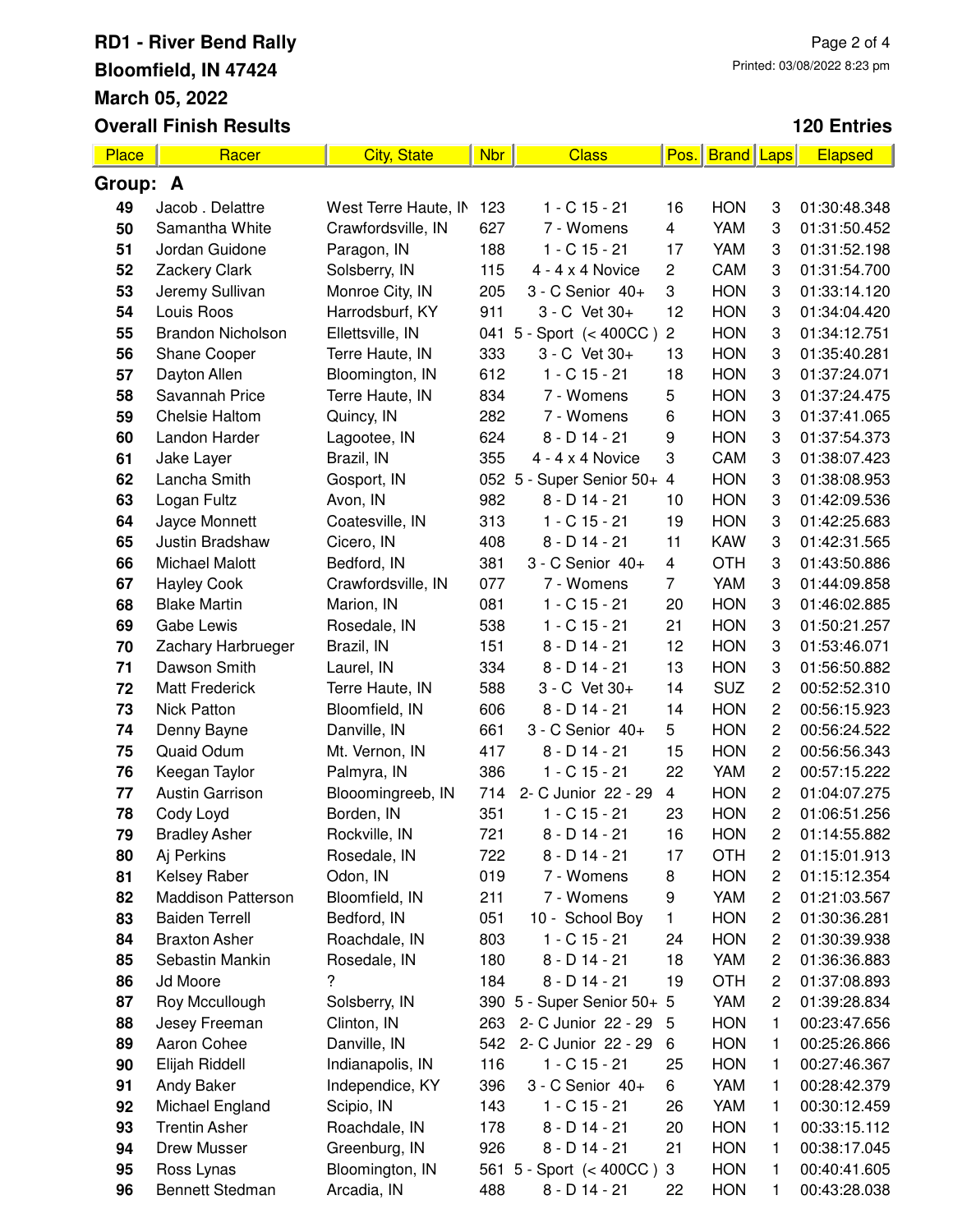# RD1 - River Bend Rally
## Bloomfield, IN 47424
## March 05, 2022
## Overall Finish Results

Printed: 03/08/2022 8:23 pm

**120 Entries**

| Place | Racer | City, State | Nbr | Class | Pos. | Brand | Laps | Elapsed |
|---|---|---|---|---|---|---|---|---|
| **Group: A** | | | | | | | | |
| 49 | Jacob . Delattre | West Terre Haute, IN | 123 | 1 - C 15 - 21 | 16 | HON | 3 | 01:30:48.348 |
| 50 | Samantha White | Crawfordsville, IN | 627 | 7 - Womens | 4 | YAM | 3 | 01:31:50.452 |
| 51 | Jordan Guidone | Paragon, IN | 188 | 1 - C 15 - 21 | 17 | YAM | 3 | 01:31:52.198 |
| 52 | Zackery Clark | Solsberry, IN | 115 | 4 - 4 x 4 Novice | 2 | CAM | 3 | 01:31:54.700 |
| 53 | Jeremy Sullivan | Monroe City, IN | 205 | 3 - C Senior 40+ | 3 | HON | 3 | 01:33:14.120 |
| 54 | Louis Roos | Harrodsburf, KY | 911 | 3 - C Vet 30+ | 12 | HON | 3 | 01:34:04.420 |
| 55 | Brandon Nicholson | Ellettsville, IN | 041 | 5 - Sport (< 400CC ) | 2 | HON | 3 | 01:34:12.751 |
| 56 | Shane Cooper | Terre Haute, IN | 333 | 3 - C Vet 30+ | 13 | HON | 3 | 01:35:40.281 |
| 57 | Dayton Allen | Bloomington, IN | 612 | 1 - C 15 - 21 | 18 | HON | 3 | 01:37:24.071 |
| 58 | Savannah Price | Terre Haute, IN | 834 | 7 - Womens | 5 | HON | 3 | 01:37:24.475 |
| 59 | Chelsie Haltom | Quincy, IN | 282 | 7 - Womens | 6 | HON | 3 | 01:37:41.065 |
| 60 | Landon Harder | Lagootee, IN | 624 | 8 - D 14 - 21 | 9 | HON | 3 | 01:37:54.373 |
| 61 | Jake Layer | Brazil, IN | 355 | 4 - 4 x 4 Novice | 3 | CAM | 3 | 01:38:07.423 |
| 62 | Lancha Smith | Gosport, IN | 052 | 5 - Super Senior 50+ | 4 | HON | 3 | 01:38:08.953 |
| 63 | Logan Fultz | Avon, IN | 982 | 8 - D 14 - 21 | 10 | HON | 3 | 01:42:09.536 |
| 64 | Jayce Monnett | Coatesville, IN | 313 | 1 - C 15 - 21 | 19 | HON | 3 | 01:42:25.683 |
| 65 | Justin Bradshaw | Cicero, IN | 408 | 8 - D 14 - 21 | 11 | KAW | 3 | 01:42:31.565 |
| 66 | Michael Malott | Bedford, IN | 381 | 3 - C Senior 40+ | 4 | OTH | 3 | 01:43:50.886 |
| 67 | Hayley Cook | Crawfordsville, IN | 077 | 7 - Womens | 7 | YAM | 3 | 01:44:09.858 |
| 68 | Blake Martin | Marion, IN | 081 | 1 - C 15 - 21 | 20 | HON | 3 | 01:46:02.885 |
| 69 | Gabe Lewis | Rosedale, IN | 538 | 1 - C 15 - 21 | 21 | HON | 3 | 01:50:21.257 |
| 70 | Zachary Harbrueger | Brazil, IN | 151 | 8 - D 14 - 21 | 12 | HON | 3 | 01:53:46.071 |
| 71 | Dawson Smith | Laurel, IN | 334 | 8 - D 14 - 21 | 13 | HON | 3 | 01:56:50.882 |
| 72 | Matt Frederick | Terre Haute, IN | 588 | 3 - C Vet 30+ | 14 | SUZ | 2 | 00:52:52.310 |
| 73 | Nick Patton | Bloomfield, IN | 606 | 8 - D 14 - 21 | 14 | HON | 2 | 00:56:15.923 |
| 74 | Denny Bayne | Danville, IN | 661 | 3 - C Senior 40+ | 5 | HON | 2 | 00:56:24.522 |
| 75 | Quaid Odum | Mt. Vernon, IN | 417 | 8 - D 14 - 21 | 15 | HON | 2 | 00:56:56.343 |
| 76 | Keegan Taylor | Palmyra, IN | 386 | 1 - C 15 - 21 | 22 | YAM | 2 | 00:57:15.222 |
| 77 | Austin Garrison | Blooomingreeb, IN | 714 | 2- C Junior 22 - 29 | 4 | HON | 2 | 01:04:07.275 |
| 78 | Cody Loyd | Borden, IN | 351 | 1 - C 15 - 21 | 23 | HON | 2 | 01:06:51.256 |
| 79 | Bradley Asher | Rockville, IN | 721 | 8 - D 14 - 21 | 16 | HON | 2 | 01:14:55.882 |
| 80 | Aj Perkins | Rosedale, IN | 722 | 8 - D 14 - 21 | 17 | OTH | 2 | 01:15:01.913 |
| 81 | Kelsey Raber | Odon, IN | 019 | 7 - Womens | 8 | HON | 2 | 01:15:12.354 |
| 82 | Maddison Patterson | Bloomfield, IN | 211 | 7 - Womens | 9 | YAM | 2 | 01:21:03.567 |
| 83 | Baiden Terrell | Bedford, IN | 051 | 10 - School Boy | 1 | HON | 2 | 01:30:36.281 |
| 84 | Braxton Asher | Roachdale, IN | 803 | 1 - C 15 - 21 | 24 | HON | 2 | 01:30:39.938 |
| 85 | Sebastin Mankin | Rosedale, IN | 180 | 8 - D 14 - 21 | 18 | YAM | 2 | 01:36:36.883 |
| 86 | Jd Moore | ? | 184 | 8 - D 14 - 21 | 19 | OTH | 2 | 01:37:08.893 |
| 87 | Roy Mccullough | Solsberry, IN | 390 | 5 - Super Senior 50+ | 5 | YAM | 2 | 01:39:28.834 |
| 88 | Jesey Freeman | Clinton, IN | 263 | 2- C Junior 22 - 29 | 5 | HON | 1 | 00:23:47.656 |
| 89 | Aaron Cohee | Danville, IN | 542 | 2- C Junior 22 - 29 | 6 | HON | 1 | 00:25:26.866 |
| 90 | Elijah Riddell | Indianapolis, IN | 116 | 1 - C 15 - 21 | 25 | HON | 1 | 00:27:46.367 |
| 91 | Andy Baker | Independice, KY | 396 | 3 - C Senior 40+ | 6 | YAM | 1 | 00:28:42.379 |
| 92 | Michael England | Scipio, IN | 143 | 1 - C 15 - 21 | 26 | YAM | 1 | 00:30:12.459 |
| 93 | Trentin Asher | Roachdale, IN | 178 | 8 - D 14 - 21 | 20 | HON | 1 | 00:33:15.112 |
| 94 | Drew Musser | Greenburg, IN | 926 | 8 - D 14 - 21 | 21 | HON | 1 | 00:38:17.045 |
| 95 | Ross Lynas | Bloomington, IN | 561 | 5 - Sport (< 400CC ) | 3 | HON | 1 | 00:40:41.605 |
| 96 | Bennett Stedman | Arcadia, IN | 488 | 8 - D 14 - 21 | 22 | HON | 1 | 00:43:28.038 |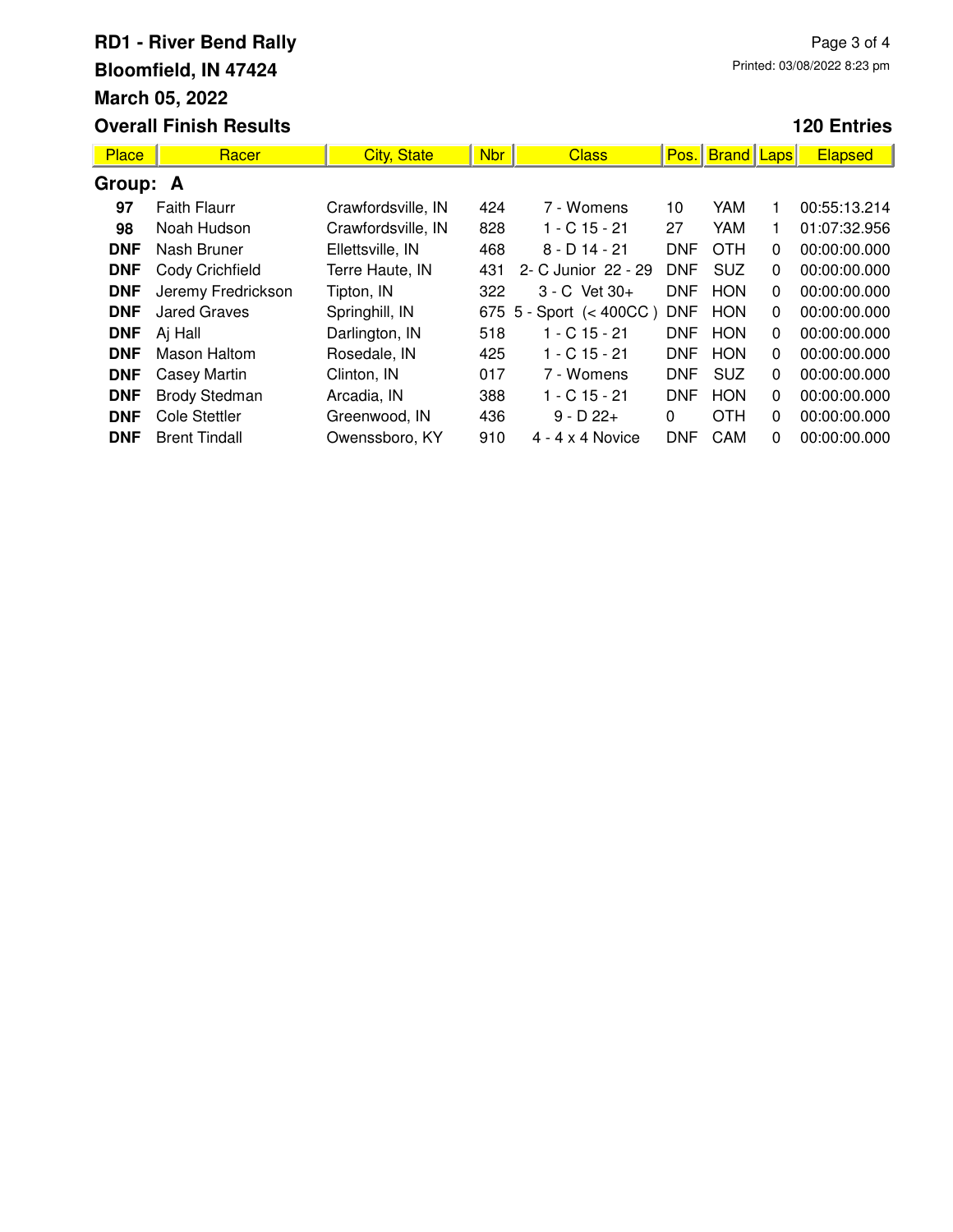# RD1 - River Bend Rally
## Bloomfield, IN 47424
## March 05, 2022
## Overall Finish Results

**120 Entries**

| Place | Racer | City, State | Nbr | Class | Pos. | Brand | Laps | Elapsed |
|---|---|---|---|---|---|---|---|---|
| **Group: A** | | | | | | | | |
| **97** | Faith Flaurr | Crawfordsville, IN | 424 | 7 - Womens | 10 | YAM | 1 | 00:55:13.214 |
| **98** | Noah Hudson | Crawfordsville, IN | 828 | 1 - C 15 - 21 | 27 | YAM | 1 | 01:07:32.956 |
| **DNF** | Nash Bruner | Ellettsville, IN | 468 | 8 - D 14 - 21 | DNF | OTH | 0 | 00:00:00.000 |
| **DNF** | Cody Crichfield | Terre Haute, IN | 431 | 2- C Junior 22 - 29 | DNF | SUZ | 0 | 00:00:00.000 |
| **DNF** | Jeremy Fredrickson | Tipton, IN | 322 | 3 - C Vet 30+ | DNF | HON | 0 | 00:00:00.000 |
| **DNF** | Jared Graves | Springhill, IN | 675 | 5 - Sport (< 400CC ) | DNF | HON | 0 | 00:00:00.000 |
| **DNF** | Aj Hall | Darlington, IN | 518 | 1 - C 15 - 21 | DNF | HON | 0 | 00:00:00.000 |
| **DNF** | Mason Haltom | Rosedale, IN | 425 | 1 - C 15 - 21 | DNF | HON | 0 | 00:00:00.000 |
| **DNF** | Casey Martin | Clinton, IN | 017 | 7 - Womens | DNF | SUZ | 0 | 00:00:00.000 |
| **DNF** | Brody Stedman | Arcadia, IN | 388 | 1 - C 15 - 21 | DNF | HON | 0 | 00:00:00.000 |
| **DNF** | Cole Stettler | Greenwood, IN | 436 | 9 - D 22+ | 0 | OTH | 0 | 00:00:00.000 |
| **DNF** | Brent Tindall | Owenssboro, KY | 910 | 4 - 4 x 4 Novice | DNF | CAM | 0 | 00:00:00.000 |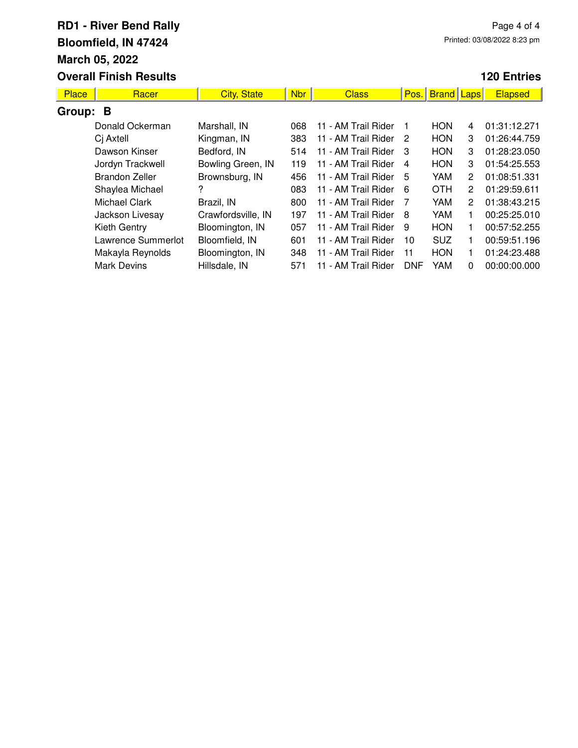# RD1 - River Bend Rally
## Bloomfield, IN 47424
## March 05, 2022
## Overall Finish Results

Printed: 03/08/2022 8:23 pm

**120 Entries**

| Place | Racer | City, State | Nbr | Class | Pos. | Brand | Laps | Elapsed |
|---|---|---|---|---|---|---|---|---|
| **Group: B** | | | | | | | | |
| | Donald Ockerman | Marshall, IN | 068 | 11 - AM Trail Rider | 1 | HON | 4 | 01:31:12.271 |
| | Cj Axtell | Kingman, IN | 383 | 11 - AM Trail Rider | 2 | HON | 3 | 01:26:44.759 |
| | Dawson Kinser | Bedford, IN | 514 | 11 - AM Trail Rider | 3 | HON | 3 | 01:28:23.050 |
| | Jordyn Trackwell | Bowling Green, IN | 119 | 11 - AM Trail Rider | 4 | HON | 3 | 01:54:25.553 |
| | Brandon Zeller | Brownsburg, IN | 456 | 11 - AM Trail Rider | 5 | YAM | 2 | 01:08:51.331 |
| | Shaylea Michael | ? | 083 | 11 - AM Trail Rider | 6 | OTH | 2 | 01:29:59.611 |
| | Michael Clark | Brazil, IN | 800 | 11 - AM Trail Rider | 7 | YAM | 2 | 01:38:43.215 |
| | Jackson Livesay | Crawfordsville, IN | 197 | 11 - AM Trail Rider | 8 | YAM | 1 | 00:25:25.010 |
| | Kieth Gentry | Bloomington, IN | 057 | 11 - AM Trail Rider | 9 | HON | 1 | 00:57:52.255 |
| | Lawrence Summerlot | Bloomfield, IN | 601 | 11 - AM Trail Rider | 10 | SUZ | 1 | 00:59:51.196 |
| | Makayla Reynolds | Bloomington, IN | 348 | 11 - AM Trail Rider | 11 | HON | 1 | 01:24:23.488 |
| | Mark Devins | Hillsdale, IN | 571 | 11 - AM Trail Rider | DNF | YAM | 0 | 00:00:00.000 |